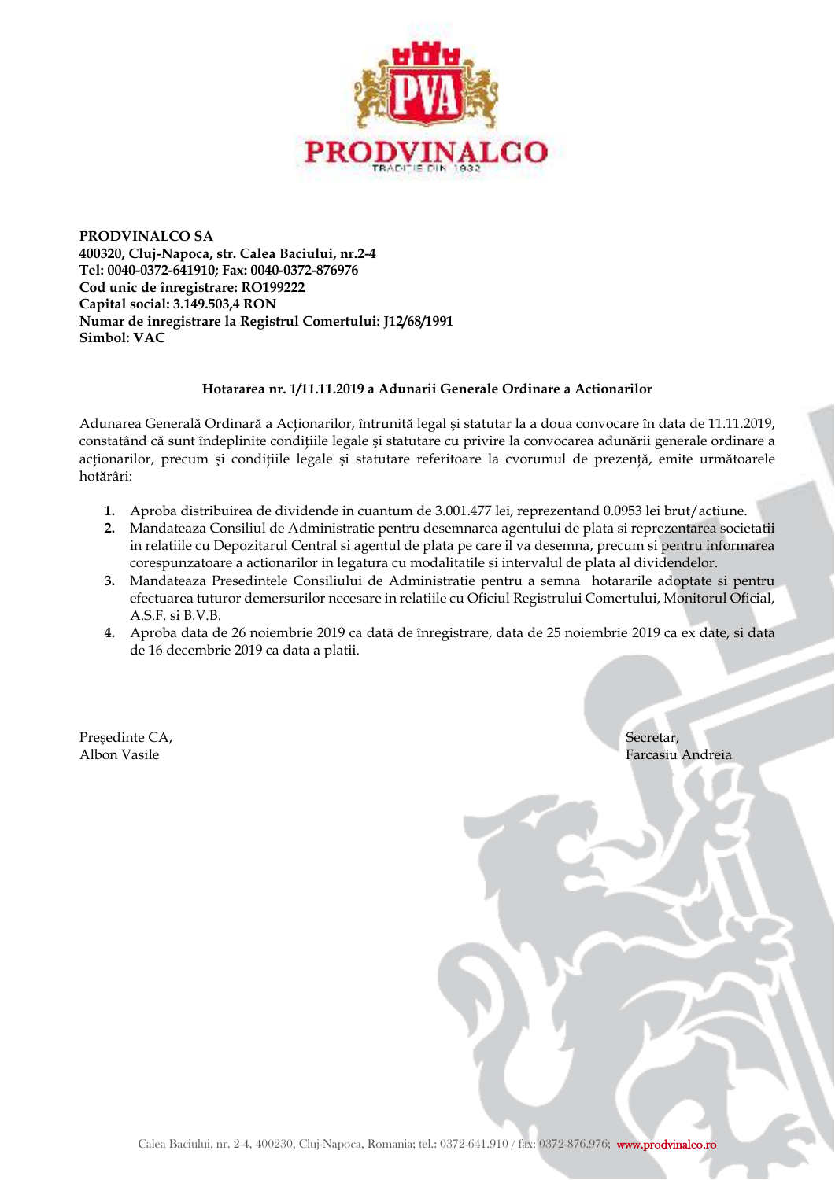**PRODVINALCO SA**
**400320, Cluj-Napoca, str. Calea Baciului, nr.2-4**
**Tel: 0040-0372-641910; Fax: 0040-0372-876976**
**Cod unic de înregistrare: RO199222**
**Capital social: 3.149.503,4 RON**
**Numar de inregistrare la Registrul Comertului: J12/68/1991**
**Simbol: VAC**

**Hotararea nr. 1/11.11.2019 a Adunarii Generale Ordinare a Actionarilor**

Adunarea Generală Ordinară a Acționarilor, întrunită legal şi statutar la a doua convocare în data de 11.11.2019, constatând că sunt îndeplinite condițiile legale şi statutare cu privire la convocarea adunării generale ordinare a acționarilor, precum şi condițiile legale şi statutare referitoare la cvorumul de prezență, emite următoarele hotărâri:

1. Aproba distribuirea de dividende in cuantum de 3.001.477 lei, reprezentand 0.0953 lei brut/actiune.
2. Mandateaza Consiliul de Administratie pentru desemnarea agentului de plata si reprezentarea societatii in relatiile cu Depozitarul Central si agentul de plata pe care il va desemna, precum si pentru informarea corespunzatoare a actionarilor in legatura cu modalitatile si intervalul de plata al dividendelor.
3. Mandateaza Presedintele Consiliului de Administratie pentru a semna hotararile adoptate si pentru efectuarea tuturor demersurilor necesare in relatiile cu Oficiul Registrului Comertului, Monitorul Oficial, A.S.F. si B.V.B.
4. Aproba data de 26 noiembrie 2019 ca dată de înregistrare, data de 25 noiembrie 2019 ca ex date, si data de 16 decembrie 2019 ca data a platii.

Preşedinte CA,
Albon Vasile

Secretar,
Farcasiu Andreia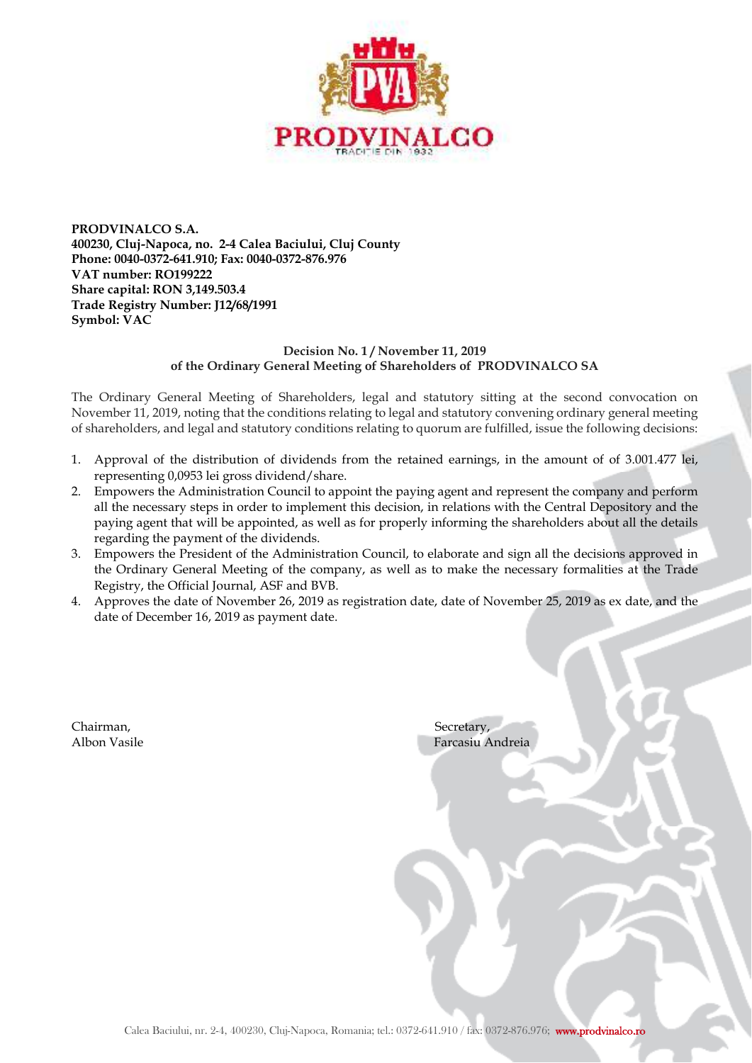**PRODVINALCO S.A.**
**400230, Cluj-Napoca, no. 2-4 Calea Baciului, Cluj County**
**Phone: 0040-0372-641.910; Fax: 0040-0372-876.976**
**VAT number: RO199222**
**Share capital: RON 3,149.503.4**
**Trade Registry Number: J12/68/1991**
**Symbol: VAC**

**Decision No. 1 / November 11, 2019**
**of the Ordinary General Meeting of Shareholders of PRODVINALCO SA**

The Ordinary General Meeting of Shareholders, legal and statutory sitting at the second convocation on November 11, 2019, noting that the conditions relating to legal and statutory convening ordinary general meeting of shareholders, and legal and statutory conditions relating to quorum are fulfilled, issue the following decisions:

1. Approval of the distribution of dividends from the retained earnings, in the amount of of 3.001.477 lei, representing 0,0953 lei gross dividend/share.
2. Empowers the Administration Council to appoint the paying agent and represent the company and perform all the necessary steps in order to implement this decision, in relations with the Central Depository and the paying agent that will be appointed, as well as for properly informing the shareholders about all the details regarding the payment of the dividends.
3. Empowers the President of the Administration Council, to elaborate and sign all the decisions approved in the Ordinary General Meeting of the company, as well as to make the necessary formalities at the Trade Registry, the Official Journal, ASF and BVB.
4. Approves the date of November 26, 2019 as registration date, date of November 25, 2019 as ex date, and the date of December 16, 2019 as payment date.

Chairman,
Albon Vasile

Secretary,
Farcasiu Andreia

Calea Baciului, nr. 2-4, 400230, Cluj-Napoca, Romania; tel.: 0372-641.910 / fax: 0372-876.976; www.prodvinalco.ro